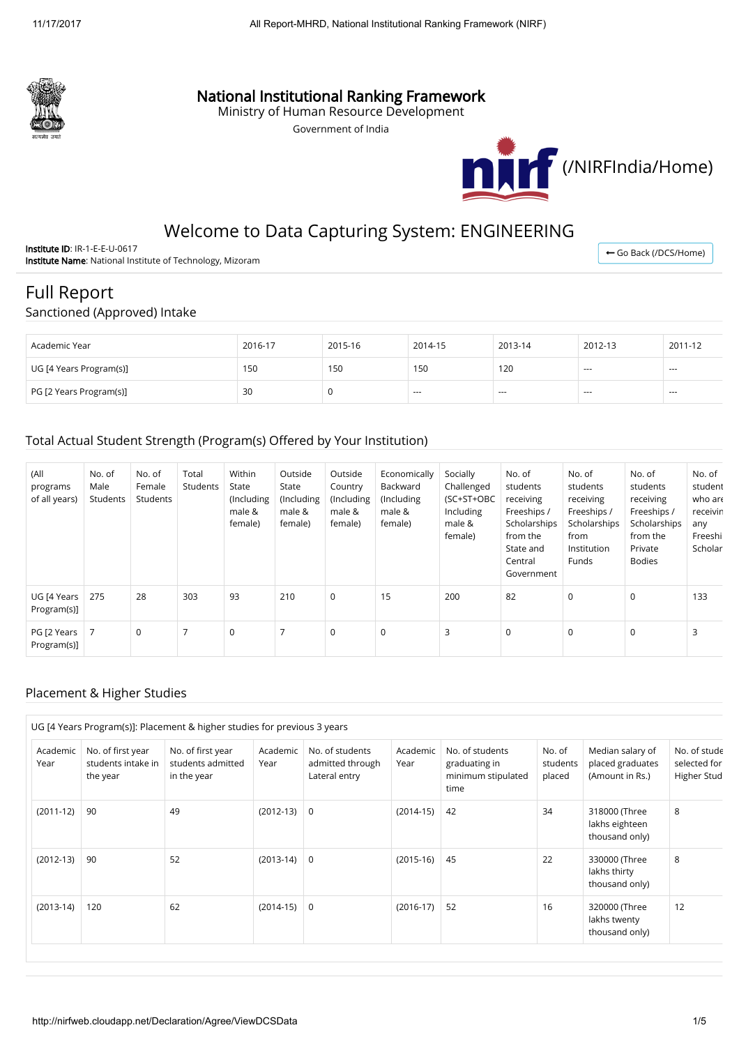# National Institutional Ranking Framework

Ministry of Human Resource Development

Government of India

(/NIRFIndia/Home)

## Welcome to Data Capturing System: ENGINEERING

**Institute ID**: IR-1-E-E-U-0617
**Institute Name**: National Institute of Technology, Mizoram

Go Back (/DCS/Home)

## Full Report

### Sanctioned (Approved) Intake

| Academic Year | 2016-17 | 2015-16 | 2014-15 | 2013-14 | 2012-13 | 2011-12 |
|---|---|---|---|---|---|---|
| UG [4 Years Program(s)] | 150 | 150 | 150 | 120 | --- | --- |
| PG [2 Years Program(s)] | 30 | 0 | --- | --- | --- | --- |

### Total Actual Student Strength (Program(s) Offered by Your Institution)

| (All programs of all years) | No. of Male Students | No. of Female Students | Total Students | Within State (Including male & female) | Outside State (Including male & female) | Outside Country (Including male & female) | Economically Backward (Including male & female) | Socially Challenged (SC+ST+OBC Including male & female) | No. of students receiving Freeships / Scholarships from the State and Central Government | No. of students receiving Freeships / Scholarships from Institution Funds | No. of students receiving Freeships / Scholarships from the Private Bodies | No. of student who are receivin any Freeshi Scholar |
|---|---|---|---|---|---|---|---|---|---|---|---|---|
| UG [4 Years Program(s)] | 275 | 28 | 303 | 93 | 210 | 0 | 15 | 200 | 82 | 0 | 0 | 133 |
| PG [2 Years Program(s)] | 7 | 0 | 7 | 0 | 7 | 0 | 0 | 3 | 0 | 0 | 0 | 3 |

### Placement & Higher Studies

UG [4 Years Program(s)]: Placement & higher studies for previous 3 years

| Academic Year | No. of first year students intake in the year | No. of first year students admitted in the year | Academic Year | No. of students admitted through Lateral entry | Academic Year | No. of students graduating in minimum stipulated time | No. of students placed | Median salary of placed graduates (Amount in Rs.) | No. of stude selected for Higher Stud |
|---|---|---|---|---|---|---|---|---|---|
| (2011-12) | 90 | 49 | (2012-13) | 0 | (2014-15) | 42 | 34 | 318000 (Three lakhs eighteen thousand only) | 8 |
| (2012-13) | 90 | 52 | (2013-14) | 0 | (2015-16) | 45 | 22 | 330000 (Three lakhs thirty thousand only) | 8 |
| (2013-14) | 120 | 62 | (2014-15) | 0 | (2016-17) | 52 | 16 | 320000 (Three lakhs twenty thousand only) | 12 |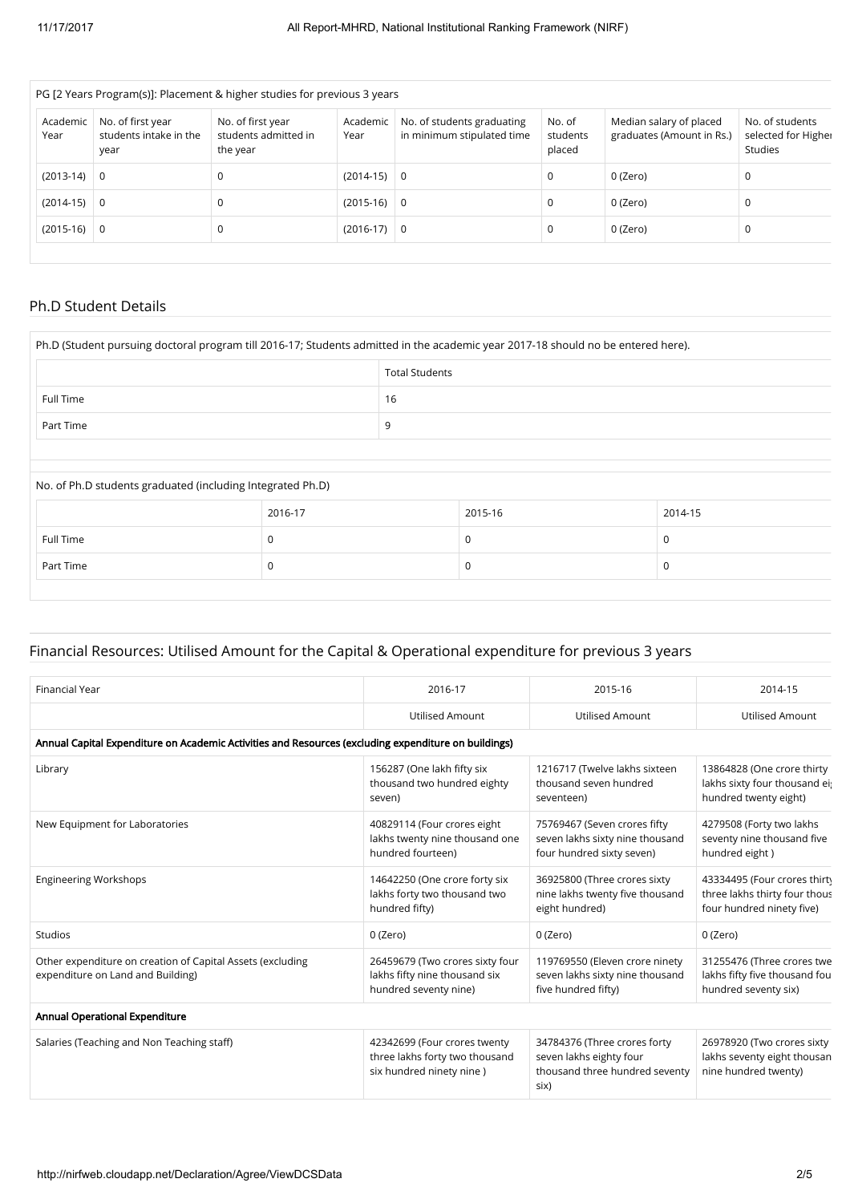| PG [2 Years Program(s)]: Placement & higher studies for previous 3 years | | | | | | | |
|---|---|---|---|---|---|---|---|
| Academic Year | No. of first year students intake in the year | No. of first year students admitted in the year | Academic Year | No. of students graduating in minimum stipulated time | No. of students placed | Median salary of placed graduates (Amount in Rs.) | No. of students selected for Higher Studies |
| (2013-14) | 0 | 0 | (2014-15) | 0 | 0 | 0 (Zero) | 0 |
| (2014-15) | 0 | 0 | (2015-16) | 0 | 0 | 0 (Zero) | 0 |
| (2015-16) | 0 | 0 | (2016-17) | 0 | 0 | 0 (Zero) | 0 |

## Ph.D Student Details

| Ph.D (Student pursuing doctoral program till 2016-17; Students admitted in the academic year 2017-18 should no be entered here). | |
|---|---|
| | Total Students |
| Full Time | 16 |
| Part Time | 9 |

| No. of Ph.D students graduated (including Integrated Ph.D) | | | |
|---|---|---|---|
| | 2016-17 | 2015-16 | 2014-15 |
| Full Time | 0 | 0 | 0 |
| Part Time | 0 | 0 | 0 |

## Financial Resources: Utilised Amount for the Capital & Operational expenditure for previous 3 years

| Financial Year | 2016-17 | 2015-16 | 2014-15 |
|---|---|---|---|
| | Utilised Amount | Utilised Amount | Utilised Amount |
| **Annual Capital Expenditure on Academic Activities and Resources (excluding expenditure on buildings)** | | | |
| Library | 156287 (One lakh fifty six thousand two hundred eighty seven) | 1216717 (Twelve lakhs sixteen thousand seven hundred seventeen) | 13864828 (One crore thirty lakhs sixty four thousand eight hundred twenty eight) |
| New Equipment for Laboratories | 40829114 (Four crores eight lakhs twenty nine thousand one hundred fourteen) | 75769467 (Seven crores fifty seven lakhs sixty nine thousand four hundred sixty seven) | 4279508 (Forty two lakhs seventy nine thousand five hundred eight ) |
| Engineering Workshops | 14642250 (One crore forty six lakhs forty two thousand two hundred fifty) | 36925800 (Three crores sixty nine lakhs twenty five thousand eight hundred) | 43334495 (Four crores thirty three lakhs thirty four thousand four hundred ninety five) |
| Studios | 0 (Zero) | 0 (Zero) | 0 (Zero) |
| Other expenditure on creation of Capital Assets (excluding expenditure on Land and Building) | 26459679 (Two crores sixty four lakhs fifty nine thousand six hundred seventy nine) | 119769550 (Eleven crore ninety seven lakhs sixty nine thousand five hundred fifty) | 31255476 (Three crores twelve lakhs fifty five thousand four hundred seventy six) |
| **Annual Operational Expenditure** | | | |
| Salaries (Teaching and Non Teaching staff) | 42342699 (Four crores twenty three lakhs forty two thousand six hundred ninety nine ) | 34784376 (Three crores forty seven lakhs eighty four thousand three hundred seventy six) | 26978920 (Two crores sixty lakhs seventy eight thousand nine hundred twenty) |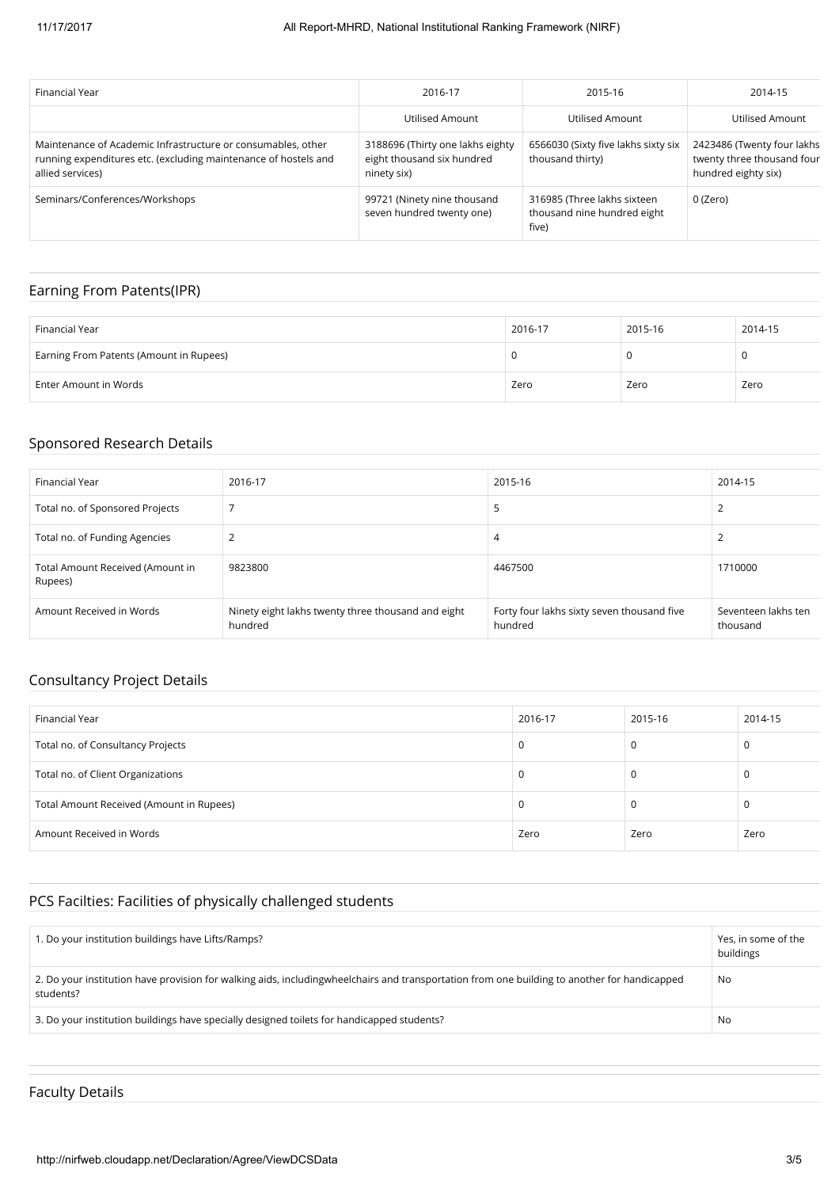| Financial Year | 2016-17 | 2015-16 | 2014-15 |
|---|---|---|---|
| | Utilised Amount | Utilised Amount | Utilised Amount |
| Maintenance of Academic Infrastructure or consumables, other running expenditures etc. (excluding maintenance of hostels and allied services) | 3188696 (Thirty one lakhs eighty eight thousand six hundred ninety six) | 6566030 (Sixty five lakhs sixty six thousand thirty) | 2423486 (Twenty four lakhs twenty three thousand four hundred eighty six) |
| Seminars/Conferences/Workshops | 99721 (Ninety nine thousand seven hundred twenty one) | 316985 (Three lakhs sixteen thousand nine hundred eight five) | 0 (Zero) |

## Earning From Patents(IPR)

| Financial Year | 2016-17 | 2015-16 | 2014-15 |
|---|---|---|---|
| Earning From Patents (Amount in Rupees) | 0 | 0 | 0 |
| Enter Amount in Words | Zero | Zero | Zero |

## Sponsored Research Details

| Financial Year | 2016-17 | 2015-16 | 2014-15 |
|---|---|---|---|
| Total no. of Sponsored Projects | 7 | 5 | 2 |
| Total no. of Funding Agencies | 2 | 4 | 2 |
| Total Amount Received (Amount in Rupees) | 9823800 | 4467500 | 1710000 |
| Amount Received in Words | Ninety eight lakhs twenty three thousand and eight hundred | Forty four lakhs sixty seven thousand five hundred | Seventeen lakhs ten thousand |

## Consultancy Project Details

| Financial Year | 2016-17 | 2015-16 | 2014-15 |
|---|---|---|---|
| Total no. of Consultancy Projects | 0 | 0 | 0 |
| Total no. of Client Organizations | 0 | 0 | 0 |
| Total Amount Received (Amount in Rupees) | 0 | 0 | 0 |
| Amount Received in Words | Zero | Zero | Zero |

## PCS Facilties: Facilities of physically challenged students

| | |
|---|---|
| 1. Do your institution buildings have Lifts/Ramps? | Yes, in some of the buildings |
| 2. Do your institution have provision for walking aids, includingwheelchairs and transportation from one building to another for handicapped students? | No |
| 3. Do your institution buildings have specially designed toilets for handicapped students? | No |

## Faculty Details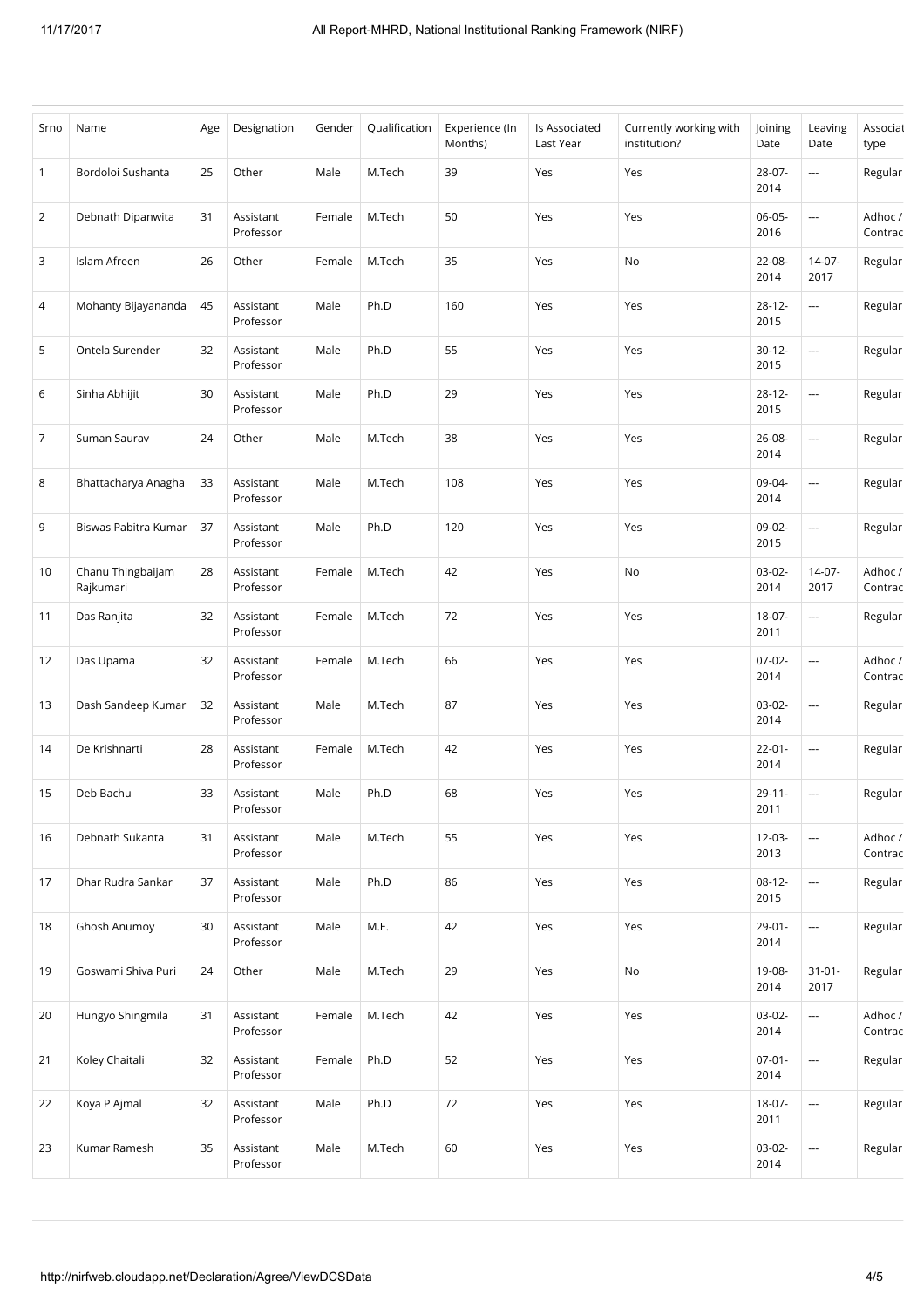| Srno | Name | Age | Designation | Gender | Qualification | Experience (In Months) | Is Associated Last Year | Currently working with institution? | Joining Date | Leaving Date | Associat type |
|---|---|---|---|---|---|---|---|---|---|---|---|
| 1 | Bordoloi Sushanta | 25 | Other | Male | M.Tech | 39 | Yes | Yes | 28-07-2014 | --- | Regular |
| 2 | Debnath Dipanwita | 31 | Assistant Professor | Female | M.Tech | 50 | Yes | Yes | 06-05-2016 | --- | Adhoc / Contrac |
| 3 | Islam Afreen | 26 | Other | Female | M.Tech | 35 | Yes | No | 22-08-2014 | 14-07-2017 | Regular |
| 4 | Mohanty Bijayananda | 45 | Assistant Professor | Male | Ph.D | 160 | Yes | Yes | 28-12-2015 | --- | Regular |
| 5 | Ontela Surender | 32 | Assistant Professor | Male | Ph.D | 55 | Yes | Yes | 30-12-2015 | --- | Regular |
| 6 | Sinha Abhijit | 30 | Assistant Professor | Male | Ph.D | 29 | Yes | Yes | 28-12-2015 | --- | Regular |
| 7 | Suman Saurav | 24 | Other | Male | M.Tech | 38 | Yes | Yes | 26-08-2014 | --- | Regular |
| 8 | Bhattacharya Anagha | 33 | Assistant Professor | Male | M.Tech | 108 | Yes | Yes | 09-04-2014 | --- | Regular |
| 9 | Biswas Pabitra Kumar | 37 | Assistant Professor | Male | Ph.D | 120 | Yes | Yes | 09-02-2015 | --- | Regular |
| 10 | Chanu Thingbaijam Rajkumari | 28 | Assistant Professor | Female | M.Tech | 42 | Yes | No | 03-02-2014 | 14-07-2017 | Adhoc / Contrac |
| 11 | Das Ranjita | 32 | Assistant Professor | Female | M.Tech | 72 | Yes | Yes | 18-07-2011 | --- | Regular |
| 12 | Das Upama | 32 | Assistant Professor | Female | M.Tech | 66 | Yes | Yes | 07-02-2014 | --- | Adhoc / Contrac |
| 13 | Dash Sandeep Kumar | 32 | Assistant Professor | Male | M.Tech | 87 | Yes | Yes | 03-02-2014 | --- | Regular |
| 14 | De Krishnarti | 28 | Assistant Professor | Female | M.Tech | 42 | Yes | Yes | 22-01-2014 | --- | Regular |
| 15 | Deb Bachu | 33 | Assistant Professor | Male | Ph.D | 68 | Yes | Yes | 29-11-2011 | --- | Regular |
| 16 | Debnath Sukanta | 31 | Assistant Professor | Male | M.Tech | 55 | Yes | Yes | 12-03-2013 | --- | Adhoc / Contrac |
| 17 | Dhar Rudra Sankar | 37 | Assistant Professor | Male | Ph.D | 86 | Yes | Yes | 08-12-2015 | --- | Regular |
| 18 | Ghosh Anumoy | 30 | Assistant Professor | Male | M.E. | 42 | Yes | Yes | 29-01-2014 | --- | Regular |
| 19 | Goswami Shiva Puri | 24 | Other | Male | M.Tech | 29 | Yes | No | 19-08-2014 | 31-01-2017 | Regular |
| 20 | Hungyo Shingmila | 31 | Assistant Professor | Female | M.Tech | 42 | Yes | Yes | 03-02-2014 | --- | Adhoc / Contrac |
| 21 | Koley Chaitali | 32 | Assistant Professor | Female | Ph.D | 52 | Yes | Yes | 07-01-2014 | --- | Regular |
| 22 | Koya P Ajmal | 32 | Assistant Professor | Male | Ph.D | 72 | Yes | Yes | 18-07-2011 | --- | Regular |
| 23 | Kumar Ramesh | 35 | Assistant Professor | Male | M.Tech | 60 | Yes | Yes | 03-02-2014 | --- | Regular |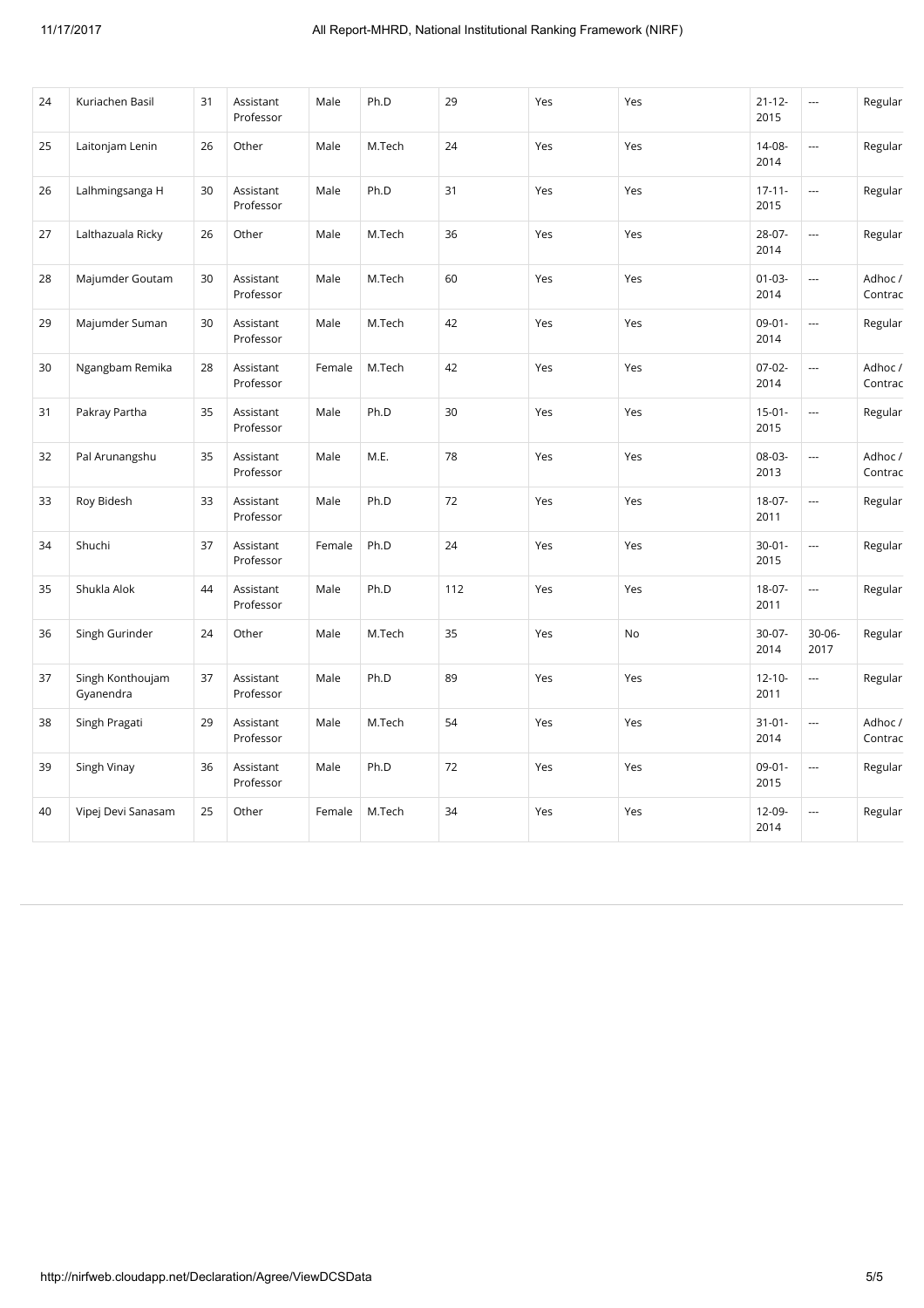| | | | | | | | | | | | |
|---|---|---|---|---|---|---|---|---|---|---|---|
| 24 | Kuriachen Basil | 31 | Assistant Professor | Male | Ph.D | 29 | Yes | Yes | 21-12-2015 | --- | Regular |
| 25 | Laitonjam Lenin | 26 | Other | Male | M.Tech | 24 | Yes | Yes | 14-08-2014 | --- | Regular |
| 26 | Lalhmingsanga H | 30 | Assistant Professor | Male | Ph.D | 31 | Yes | Yes | 17-11-2015 | --- | Regular |
| 27 | Lalthazuala Ricky | 26 | Other | Male | M.Tech | 36 | Yes | Yes | 28-07-2014 | --- | Regular |
| 28 | Majumder Goutam | 30 | Assistant Professor | Male | M.Tech | 60 | Yes | Yes | 01-03-2014 | --- | Adhoc / Contrac |
| 29 | Majumder Suman | 30 | Assistant Professor | Male | M.Tech | 42 | Yes | Yes | 09-01-2014 | --- | Regular |
| 30 | Ngangbam Remika | 28 | Assistant Professor | Female | M.Tech | 42 | Yes | Yes | 07-02-2014 | --- | Adhoc / Contrac |
| 31 | Pakray Partha | 35 | Assistant Professor | Male | Ph.D | 30 | Yes | Yes | 15-01-2015 | --- | Regular |
| 32 | Pal Arunangshu | 35 | Assistant Professor | Male | M.E. | 78 | Yes | Yes | 08-03-2013 | --- | Adhoc / Contrac |
| 33 | Roy Bidesh | 33 | Assistant Professor | Male | Ph.D | 72 | Yes | Yes | 18-07-2011 | --- | Regular |
| 34 | Shuchi | 37 | Assistant Professor | Female | Ph.D | 24 | Yes | Yes | 30-01-2015 | --- | Regular |
| 35 | Shukla Alok | 44 | Assistant Professor | Male | Ph.D | 112 | Yes | Yes | 18-07-2011 | --- | Regular |
| 36 | Singh Gurinder | 24 | Other | Male | M.Tech | 35 | Yes | No | 30-07-2014 | 30-06-2017 | Regular |
| 37 | Singh Konthoujam Gyanendra | 37 | Assistant Professor | Male | Ph.D | 89 | Yes | Yes | 12-10-2011 | --- | Regular |
| 38 | Singh Pragati | 29 | Assistant Professor | Male | M.Tech | 54 | Yes | Yes | 31-01-2014 | --- | Adhoc / Contrac |
| 39 | Singh Vinay | 36 | Assistant Professor | Male | Ph.D | 72 | Yes | Yes | 09-01-2015 | --- | Regular |
| 40 | Vipej Devi Sanasam | 25 | Other | Female | M.Tech | 34 | Yes | Yes | 12-09-2014 | --- | Regular |